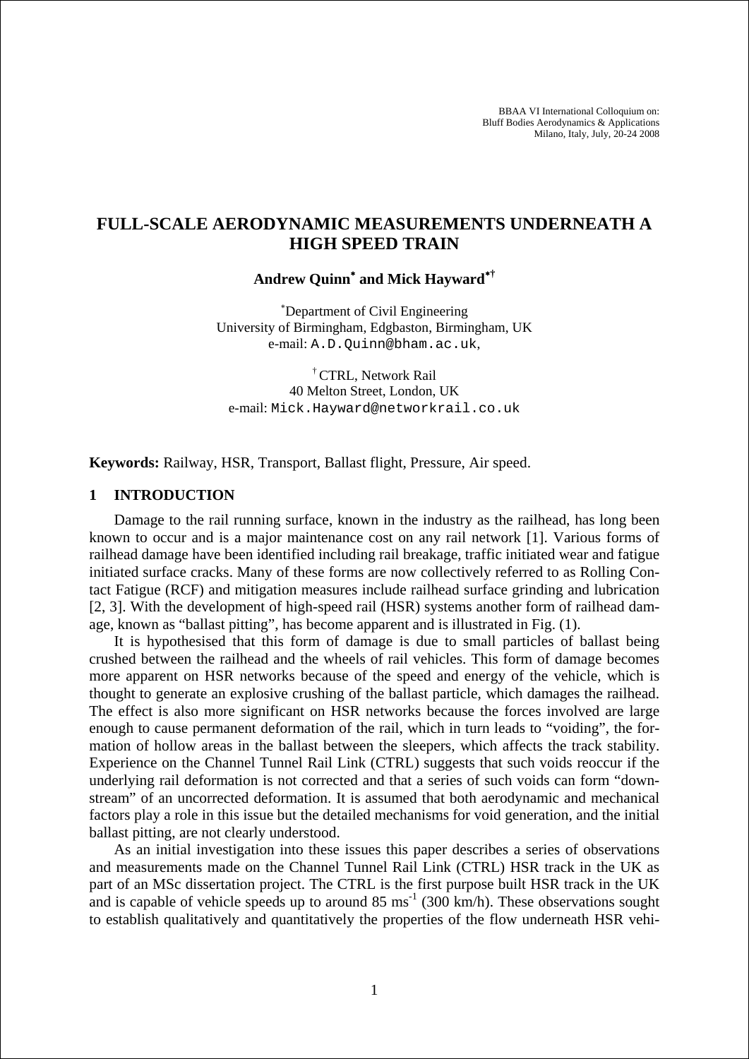BBAA VI International Colloquium on:
Bluff Bodies Aerodynamics & Applications
Milano, Italy, July, 20-24 2008

# FULL-SCALE AERODYNAMIC MEASUREMENTS UNDERNEATH A HIGH SPEED TRAIN

**Andrew Quinn[*] and Mick Hayward[*†]**

[*]Department of Civil Engineering
University of Birmingham, Edgbaston, Birmingham, UK
e-mail: A.D.Quinn@bham.ac.uk,

[†] CTRL, Network Rail
40 Melton Street, London, UK
e-mail: Mick.Hayward@networkrail.co.uk

**Keywords:** Railway, HSR, Transport, Ballast flight, Pressure, Air speed.

## 1 INTRODUCTION

Damage to the rail running surface, known in the industry as the railhead, has long been known to occur and is a major maintenance cost on any rail network [1]. Various forms of railhead damage have been identified including rail breakage, traffic initiated wear and fatigue initiated surface cracks. Many of these forms are now collectively referred to as Rolling Contact Fatigue (RCF) and mitigation measures include railhead surface grinding and lubrication [2, 3]. With the development of high-speed rail (HSR) systems another form of railhead damage, known as "ballast pitting", has become apparent and is illustrated in Fig. (1).

It is hypothesised that this form of damage is due to small particles of ballast being crushed between the railhead and the wheels of rail vehicles. This form of damage becomes more apparent on HSR networks because of the speed and energy of the vehicle, which is thought to generate an explosive crushing of the ballast particle, which damages the railhead. The effect is also more significant on HSR networks because the forces involved are large enough to cause permanent deformation of the rail, which in turn leads to "voiding", the formation of hollow areas in the ballast between the sleepers, which affects the track stability. Experience on the Channel Tunnel Rail Link (CTRL) suggests that such voids reoccur if the underlying rail deformation is not corrected and that a series of such voids can form "downstream" of an uncorrected deformation. It is assumed that both aerodynamic and mechanical factors play a role in this issue but the detailed mechanisms for void generation, and the initial ballast pitting, are not clearly understood.

As an initial investigation into these issues this paper describes a series of observations and measurements made on the Channel Tunnel Rail Link (CTRL) HSR track in the UK as part of an MSc dissertation project. The CTRL is the first purpose built HSR track in the UK and is capable of vehicle speeds up to around 85 $ms^{-1}$ (300 km/h). These observations sought to establish qualitatively and quantitatively the properties of the flow underneath HSR vehi-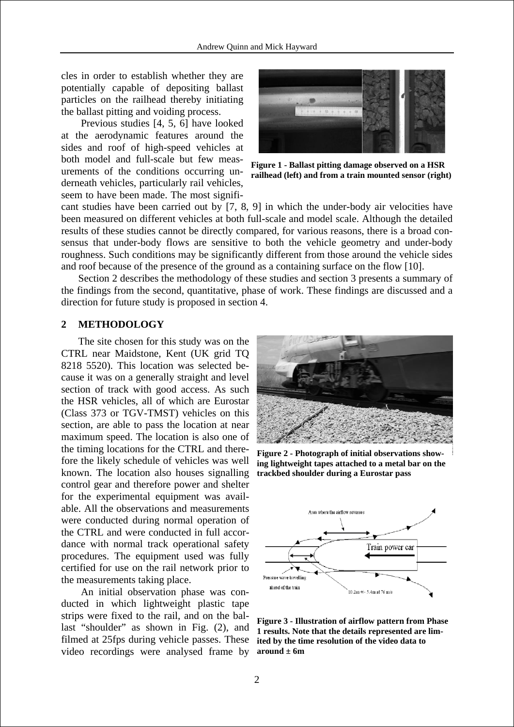cles in order to establish whether they are potentially capable of depositing ballast particles on the railhead thereby initiating the ballast pitting and voiding process.

Previous studies [4, 5, 6] have looked at the aerodynamic features around the sides and roof of high-speed vehicles at both model and full-scale but few measurements of the conditions occurring underneath vehicles, particularly rail vehicles, seem to have been made. The most significant studies have been carried out by [7, 8, 9] in which the under-body air velocities have been measured on different vehicles at both full-scale and model scale. Although the detailed results of these studies cannot be directly compared, for various reasons, there is a broad consensus that under-body flows are sensitive to both the vehicle geometry and under-body roughness. Such conditions may be significantly different from those around the vehicle sides and roof because of the presence of the ground as a containing surface on the flow [10].

**Figure 1 - Ballast pitting damage observed on a HSR railhead (left) and from a train mounted sensor (right)**

Section 2 describes the methodology of these studies and section 3 presents a summary of the findings from the second, quantitative, phase of work. These findings are discussed and a direction for future study is proposed in section 4.

## 2 METHODOLOGY

The site chosen for this study was on the CTRL near Maidstone, Kent (UK grid TQ 8218 5520). This location was selected because it was on a generally straight and level section of track with good access. As such the HSR vehicles, all of which are Eurostar (Class 373 or TGV-TMST) vehicles on this section, are able to pass the location at near maximum speed. The location is also one of the timing locations for the CTRL and therefore the likely schedule of vehicles was well known. The location also houses signalling control gear and therefore power and shelter for the experimental equipment was available. All the observations and measurements were conducted during normal operation of the CTRL and were conducted in full accordance with normal track operational safety procedures. The equipment used was fully certified for use on the rail network prior to the measurements taking place.

**Figure 2 - Photograph of initial observations showing lightweight tapes attached to a metal bar on the trackbed shoulder during a Eurostar pass**

An initial observation phase was conducted in which lightweight plastic tape strips were fixed to the rail, and on the ballast "shoulder" as shown in Fig. (2), and filmed at 25fps during vehicle passes. These video recordings were analysed frame by

**Figure 3 - Illustration of airflow pattern from Phase 1 results. Note that the details represented are limited by the time resolution of the video data to around ± 6m**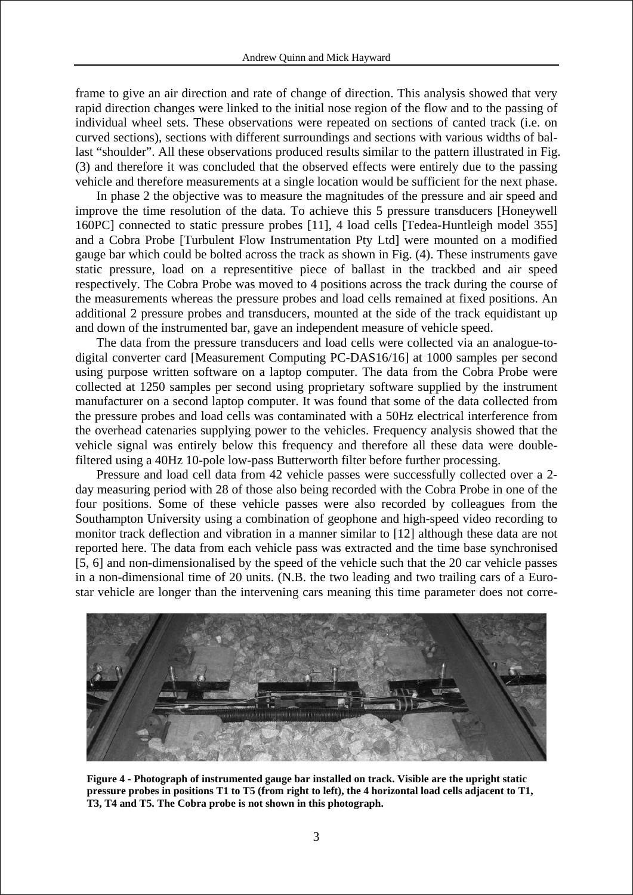frame to give an air direction and rate of change of direction. This analysis showed that very rapid direction changes were linked to the initial nose region of the flow and to the passing of individual wheel sets. These observations were repeated on sections of canted track (i.e. on curved sections), sections with different surroundings and sections with various widths of ballast "shoulder". All these observations produced results similar to the pattern illustrated in Fig. (3) and therefore it was concluded that the observed effects were entirely due to the passing vehicle and therefore measurements at a single location would be sufficient for the next phase.

In phase 2 the objective was to measure the magnitudes of the pressure and air speed and improve the time resolution of the data. To achieve this 5 pressure transducers [Honeywell 160PC] connected to static pressure probes [11], 4 load cells [Tedea-Huntleigh model 355] and a Cobra Probe [Turbulent Flow Instrumentation Pty Ltd] were mounted on a modified gauge bar which could be bolted across the track as shown in Fig. (4). These instruments gave static pressure, load on a representitive piece of ballast in the trackbed and air speed respectively. The Cobra Probe was moved to 4 positions across the track during the course of the measurements whereas the pressure probes and load cells remained at fixed positions. An additional 2 pressure probes and transducers, mounted at the side of the track equidistant up and down of the instrumented bar, gave an independent measure of vehicle speed.

The data from the pressure transducers and load cells were collected via an analogue-to-digital converter card [Measurement Computing PC-DAS16/16] at 1000 samples per second using purpose written software on a laptop computer. The data from the Cobra Probe were collected at 1250 samples per second using proprietary software supplied by the instrument manufacturer on a second laptop computer. It was found that some of the data collected from the pressure probes and load cells was contaminated with a 50Hz electrical interference from the overhead catenaries supplying power to the vehicles. Frequency analysis showed that the vehicle signal was entirely below this frequency and therefore all these data were double-filtered using a 40Hz 10-pole low-pass Butterworth filter before further processing.

Pressure and load cell data from 42 vehicle passes were successfully collected over a 2-day measuring period with 28 of those also being recorded with the Cobra Probe in one of the four positions. Some of these vehicle passes were also recorded by colleagues from the Southampton University using a combination of geophone and high-speed video recording to monitor track deflection and vibration in a manner similar to [12] although these data are not reported here. The data from each vehicle pass was extracted and the time base synchronised [5, 6] and non-dimensionalised by the speed of the vehicle such that the 20 car vehicle passes in a non-dimensional time of 20 units. (N.B. the two leading and two trailing cars of a Eurostar vehicle are longer than the intervening cars meaning this time parameter does not corre-

**Figure 4 - Photograph of instrumented gauge bar installed on track. Visible are the upright static pressure probes in positions T1 to T5 (from right to left), the 4 horizontal load cells adjacent to T1, T3, T4 and T5. The Cobra probe is not shown in this photograph.**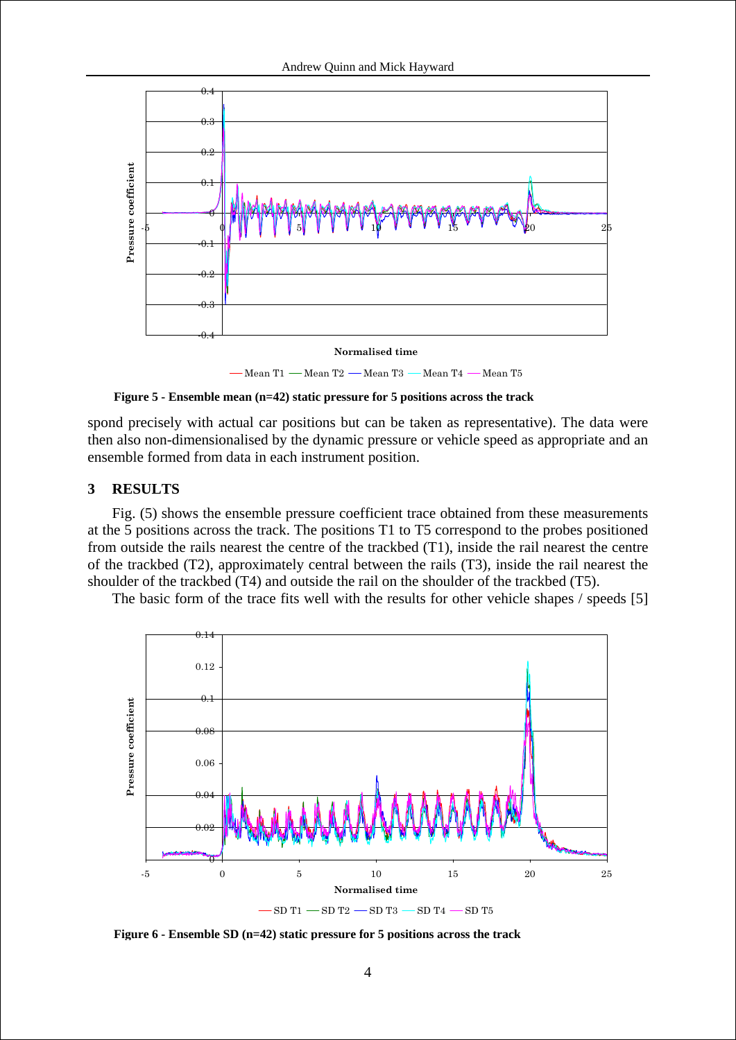Figure 5 - Ensemble mean (n=42) static pressure for 5 positions across the track

spond precisely with actual car positions but can be taken as representative). The data were then also non-dimensionalised by the dynamic pressure or vehicle speed as appropriate and an ensemble formed from data in each instrument position.

## 3 RESULTS

Fig. (5) shows the ensemble pressure coefficient trace obtained from these measurements at the 5 positions across the track. The positions T1 to T5 correspond to the probes positioned from outside the rails nearest the centre of the trackbed (T1), inside the rail nearest the centre of the trackbed (T2), approximately central between the rails (T3), inside the rail nearest the shoulder of the trackbed (T4) and outside the rail on the shoulder of the trackbed (T5).

The basic form of the trace fits well with the results for other vehicle shapes / speeds [5]

Figure 6 - Ensemble SD (n=42) static pressure for 5 positions across the track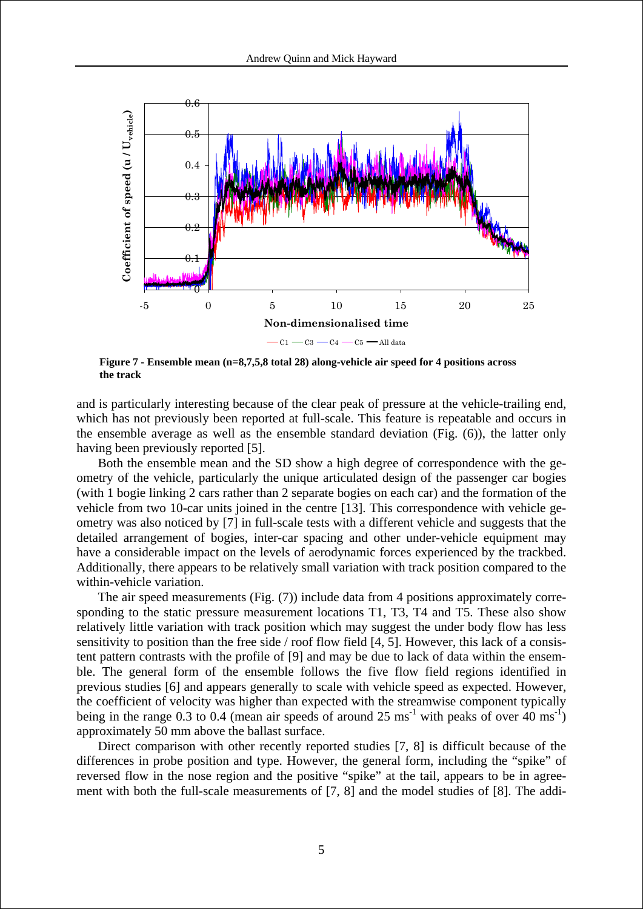Figure 7 - Ensemble mean (n=8,7,5,8 total 28) along-vehicle air speed for 4 positions across the track

and is particularly interesting because of the clear peak of pressure at the vehicle-trailing end, which has not previously been reported at full-scale. This feature is repeatable and occurs in the ensemble average as well as the ensemble standard deviation (Fig. (6)), the latter only having been previously reported [5].

Both the ensemble mean and the SD show a high degree of correspondence with the geometry of the vehicle, particularly the unique articulated design of the passenger car bogies (with 1 bogie linking 2 cars rather than 2 separate bogies on each car) and the formation of the vehicle from two 10-car units joined in the centre [13]. This correspondence with vehicle geometry was also noticed by [7] in full-scale tests with a different vehicle and suggests that the detailed arrangement of bogies, inter-car spacing and other under-vehicle equipment may have a considerable impact on the levels of aerodynamic forces experienced by the trackbed. Additionally, there appears to be relatively small variation with track position compared to the within-vehicle variation.

The air speed measurements (Fig. (7)) include data from 4 positions approximately corresponding to the static pressure measurement locations T1, T3, T4 and T5. These also show relatively little variation with track position which may suggest the under body flow has less sensitivity to position than the free side / roof flow field [4, 5]. However, this lack of a consistent pattern contrasts with the profile of [9] and may be due to lack of data within the ensemble. The general form of the ensemble follows the five flow field regions identified in previous studies [6] and appears generally to scale with vehicle speed as expected. However, the coefficient of velocity was higher than expected with the streamwise component typically being in the range 0.3 to 0.4 (mean air speeds of around 25 $ms^{-1}$ with peaks of over 40 $ms^{-1}$) approximately 50 mm above the ballast surface.

Direct comparison with other recently reported studies [7, 8] is difficult because of the differences in probe position and type. However, the general form, including the "spike" of reversed flow in the nose region and the positive "spike" at the tail, appears to be in agreement with both the full-scale measurements of [7, 8] and the model studies of [8]. The addi-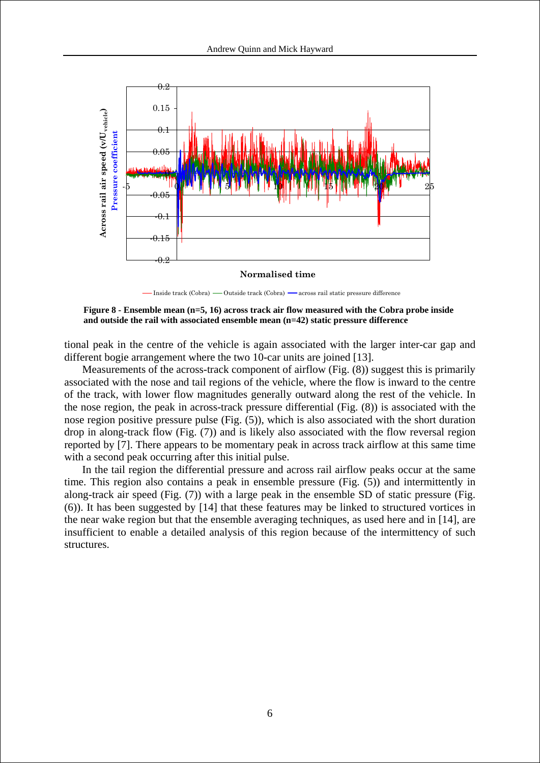**Figure 8 - Ensemble mean (n=5, 16) across track air flow measured with the Cobra probe inside and outside the rail with associated ensemble mean (n=42) static pressure difference**

tional peak in the centre of the vehicle is again associated with the larger inter-car gap and different bogie arrangement where the two 10-car units are joined [13].

Measurements of the across-track component of airflow (Fig. (8)) suggest this is primarily associated with the nose and tail regions of the vehicle, where the flow is inward to the centre of the track, with lower flow magnitudes generally outward along the rest of the vehicle. In the nose region, the peak in across-track pressure differential (Fig. (8)) is associated with the nose region positive pressure pulse (Fig. (5)), which is also associated with the short duration drop in along-track flow (Fig. (7)) and is likely also associated with the flow reversal region reported by [7]. There appears to be momentary peak in across track airflow at this same time with a second peak occurring after this initial pulse.

In the tail region the differential pressure and across rail airflow peaks occur at the same time. This region also contains a peak in ensemble pressure (Fig. (5)) and intermittently in along-track air speed (Fig. (7)) with a large peak in the ensemble SD of static pressure (Fig. (6)). It has been suggested by [14] that these features may be linked to structured vortices in the near wake region but that the ensemble averaging techniques, as used here and in [14], are insufficient to enable a detailed analysis of this region because of the intermittency of such structures.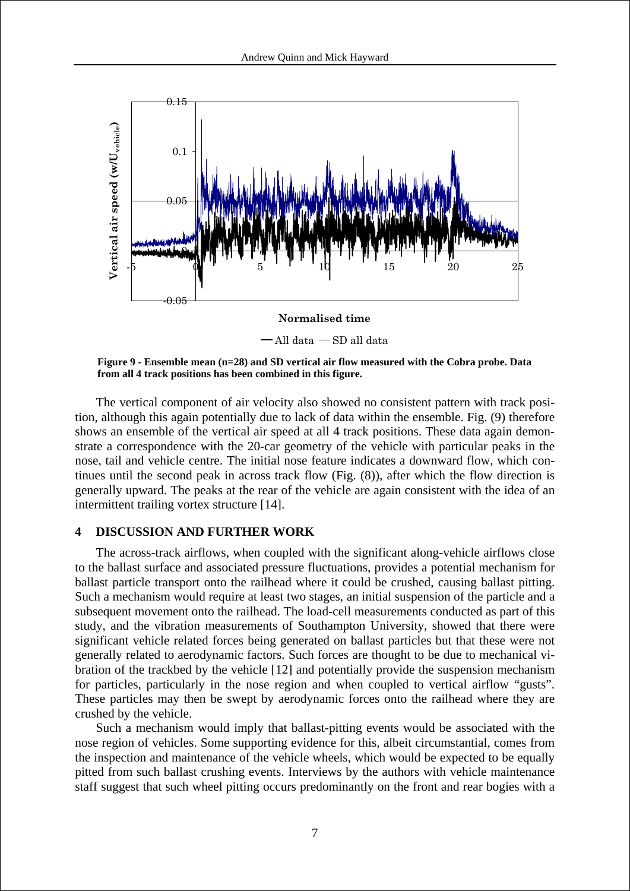Figure 9 - Ensemble mean (n=28) and SD vertical air flow measured with the Cobra probe. Data from all 4 track positions has been combined in this figure.

The vertical component of air velocity also showed no consistent pattern with track position, although this again potentially due to lack of data within the ensemble. Fig. (9) therefore shows an ensemble of the vertical air speed at all 4 track positions. These data again demonstrate a correspondence with the 20-car geometry of the vehicle with particular peaks in the nose, tail and vehicle centre. The initial nose feature indicates a downward flow, which continues until the second peak in across track flow (Fig. (8)), after which the flow direction is generally upward. The peaks at the rear of the vehicle are again consistent with the idea of an intermittent trailing vortex structure [14].

## 4 DISCUSSION AND FURTHER WORK

The across-track airflows, when coupled with the significant along-vehicle airflows close to the ballast surface and associated pressure fluctuations, provides a potential mechanism for ballast particle transport onto the railhead where it could be crushed, causing ballast pitting. Such a mechanism would require at least two stages, an initial suspension of the particle and a subsequent movement onto the railhead. The load-cell measurements conducted as part of this study, and the vibration measurements of Southampton University, showed that there were significant vehicle related forces being generated on ballast particles but that these were not generally related to aerodynamic factors. Such forces are thought to be due to mechanical vibration of the trackbed by the vehicle [12] and potentially provide the suspension mechanism for particles, particularly in the nose region and when coupled to vertical airflow "gusts". These particles may then be swept by aerodynamic forces onto the railhead where they are crushed by the vehicle.

Such a mechanism would imply that ballast-pitting events would be associated with the nose region of vehicles. Some supporting evidence for this, albeit circumstantial, comes from the inspection and maintenance of the vehicle wheels, which would be expected to be equally pitted from such ballast crushing events. Interviews by the authors with vehicle maintenance staff suggest that such wheel pitting occurs predominantly on the front and rear bogies with a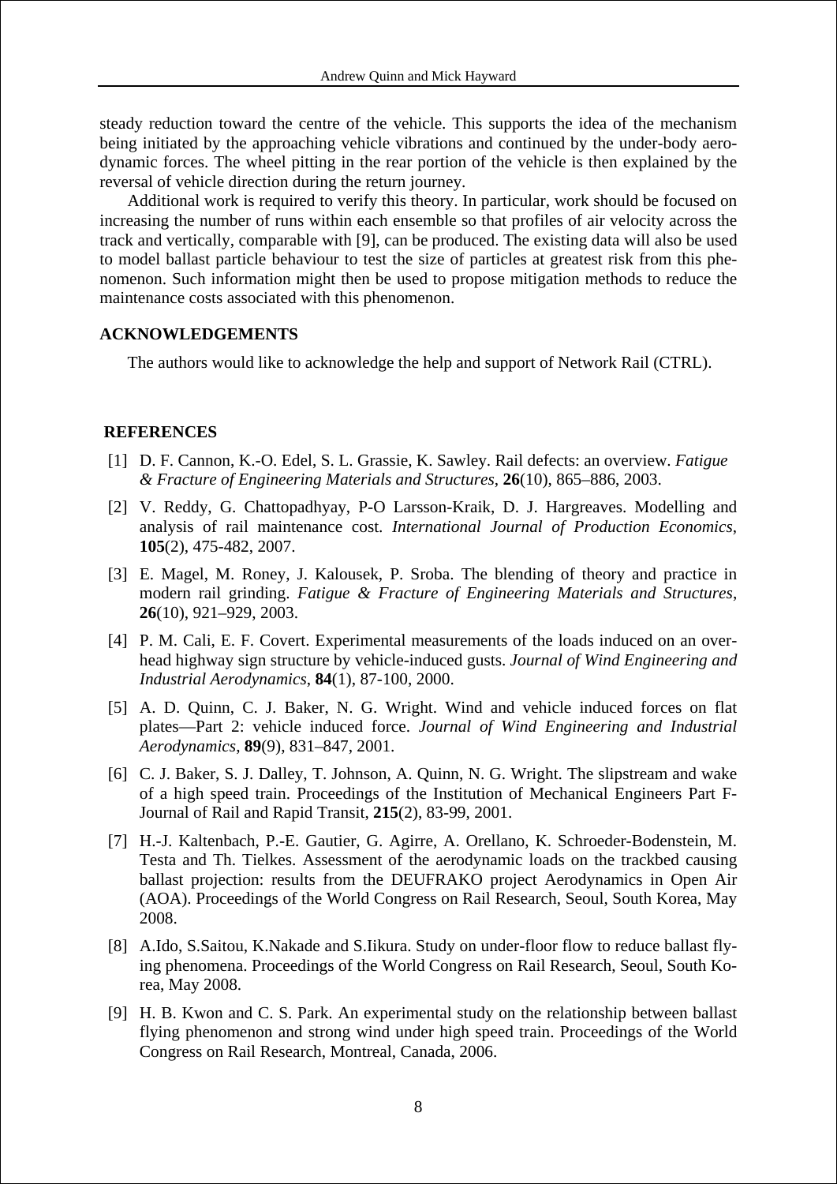steady reduction toward the centre of the vehicle. This supports the idea of the mechanism being initiated by the approaching vehicle vibrations and continued by the under-body aerodynamic forces. The wheel pitting in the rear portion of the vehicle is then explained by the reversal of vehicle direction during the return journey.

Additional work is required to verify this theory. In particular, work should be focused on increasing the number of runs within each ensemble so that profiles of air velocity across the track and vertically, comparable with [9], can be produced. The existing data will also be used to model ballast particle behaviour to test the size of particles at greatest risk from this phenomenon. Such information might then be used to propose mitigation methods to reduce the maintenance costs associated with this phenomenon.

## ACKNOWLEDGEMENTS

The authors would like to acknowledge the help and support of Network Rail (CTRL).

## REFERENCES

[1] D. F. Cannon, K.-O. Edel, S. L. Grassie, K. Sawley. Rail defects: an overview. *Fatigue & Fracture of Engineering Materials and Structures*, **26**(10), 865–886, 2003.

[2] V. Reddy, G. Chattopadhyay, P-O Larsson-Kraik, D. J. Hargreaves. Modelling and analysis of rail maintenance cost. *International Journal of Production Economics*, **105**(2), 475-482, 2007.

[3] E. Magel, M. Roney, J. Kalousek, P. Sroba. The blending of theory and practice in modern rail grinding. *Fatigue & Fracture of Engineering Materials and Structures*, **26**(10), 921–929, 2003.

[4] P. M. Cali, E. F. Covert. Experimental measurements of the loads induced on an overhead highway sign structure by vehicle-induced gusts. *Journal of Wind Engineering and Industrial Aerodynamics*, **84**(1), 87-100, 2000.

[5] A. D. Quinn, C. J. Baker, N. G. Wright. Wind and vehicle induced forces on flat plates—Part 2: vehicle induced force. *Journal of Wind Engineering and Industrial Aerodynamics*, **89**(9), 831–847, 2001.

[6] C. J. Baker, S. J. Dalley, T. Johnson, A. Quinn, N. G. Wright. The slipstream and wake of a high speed train. Proceedings of the Institution of Mechanical Engineers Part F-Journal of Rail and Rapid Transit, **215**(2), 83-99, 2001.

[7] H.-J. Kaltenbach, P.-E. Gautier, G. Agirre, A. Orellano, K. Schroeder-Bodenstein, M. Testa and Th. Tielkes. Assessment of the aerodynamic loads on the trackbed causing ballast projection: results from the DEUFRAKO project Aerodynamics in Open Air (AOA). Proceedings of the World Congress on Rail Research, Seoul, South Korea, May 2008.

[8] A.Ido, S.Saitou, K.Nakade and S.Iikura. Study on under-floor flow to reduce ballast flying phenomena. Proceedings of the World Congress on Rail Research, Seoul, South Korea, May 2008.

[9] H. B. Kwon and C. S. Park. An experimental study on the relationship between ballast flying phenomenon and strong wind under high speed train. Proceedings of the World Congress on Rail Research, Montreal, Canada, 2006.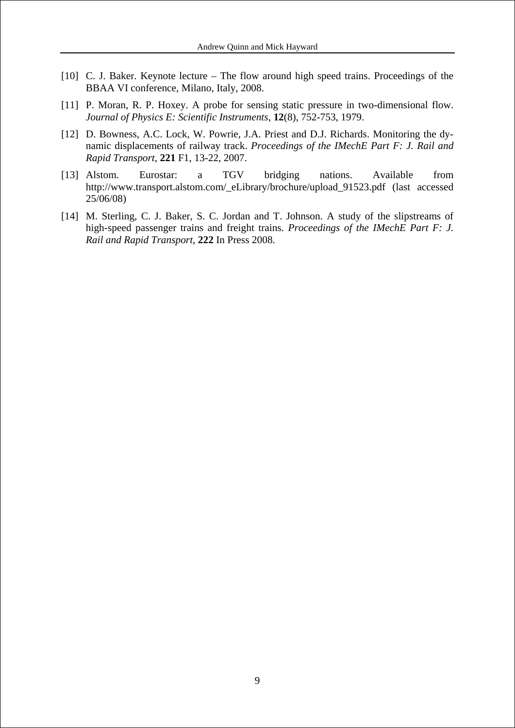[10] C. J. Baker. Keynote lecture – The flow around high speed trains. Proceedings of the BBAA VI conference, Milano, Italy, 2008.

[11] P. Moran, R. P. Hoxey. A probe for sensing static pressure in two-dimensional flow. *Journal of Physics E: Scientific Instruments*, **12**(8), 752-753, 1979.

[12] D. Bowness, A.C. Lock, W. Powrie, J.A. Priest and D.J. Richards. Monitoring the dynamic displacements of railway track. *Proceedings of the IMechE Part F: J. Rail and Rapid Transport*, **221** F1, 13-22, 2007.

[13] Alstom. Eurostar: a TGV bridging nations. Available from http://www.transport.alstom.com/_eLibrary/brochure/upload_91523.pdf (last accessed 25/06/08)

[14] M. Sterling, C. J. Baker, S. C. Jordan and T. Johnson. A study of the slipstreams of high-speed passenger trains and freight trains. *Proceedings of the IMechE Part F: J. Rail and Rapid Transport*, **222** In Press 2008.